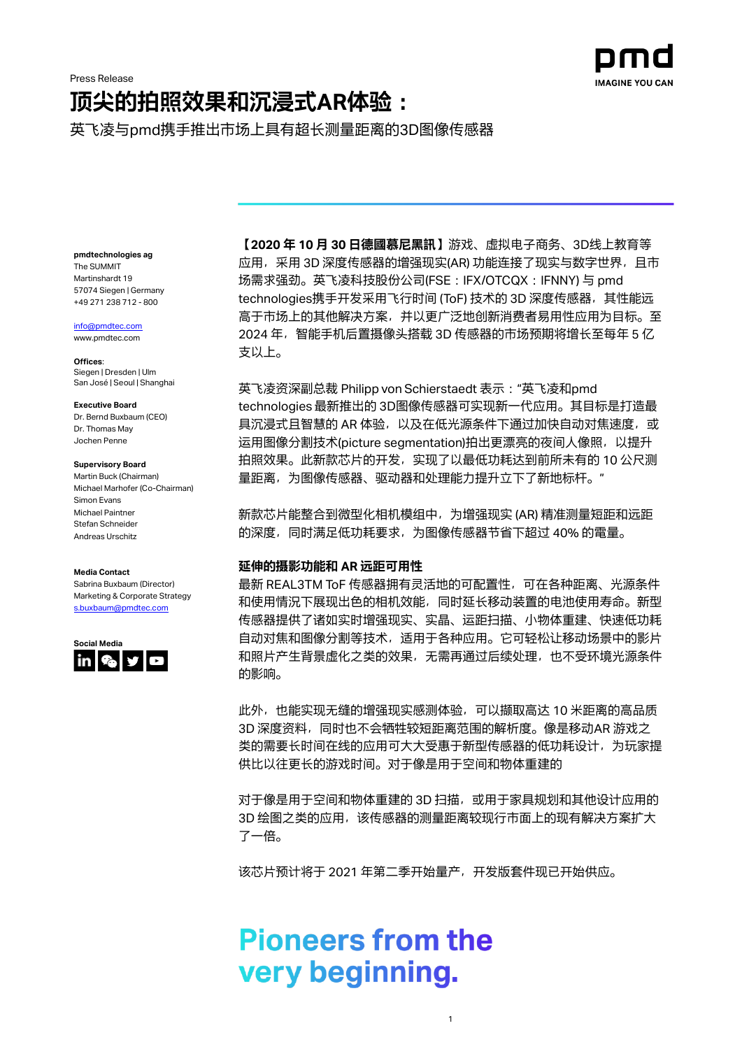Press Release

# 顶尖的拍照效果和沉浸式AR体验：

英飞凌与pmd携手推出市场上具有超长测量距离的3D图像传感器

**pmdtechnologies ag**
The SUMMIT
Martinshardt 19
57074 Siegen | Germany
+49 271 238 712 - 800

info@pmdtec.com
www.pmdtec.com

**Offices**:
Siegen | Dresden | Ulm
San José | Seoul | Shanghai

**Executive Board**
Dr. Bernd Buxbaum (CEO)
Dr. Thomas May
Jochen Penne

**Supervisory Board**
Martin Buck (Chairman)
Michael Marhofer (Co-Chairman)
Simon Evans
Michael Paintner
Stefan Schneider
Andreas Urschitz

**Media Contact**
Sabrina Buxbaum (Director)
Marketing & Corporate Strategy
s.buxbaum@pmdtec.com

**Social Media**

**【2020 年 10 月 30 日德國慕尼黑訊】**游戏、虚拟电子商务、3D线上教育等应用，采用 3D 深度传感器的增强现实(AR) 功能连接了现实与数字世界，且市场需求强劲。英飞凌科技股份公司(FSE：IFX/OTCQX：IFNNY) 与 pmd technologies携手开发采用飞行时间 (ToF) 技术的 3D 深度传感器，其性能远高于市场上的其他解决方案，并以更广泛地创新消费者易用性应用为目标。至 2024 年，智能手机后置摄像头搭载 3D 传感器的市场预期将增长至每年 5 亿支以上。

英飞凌资深副总裁 Philipp von Schierstaedt 表示："英飞凌和pmd technologies 最新推出的 3D图像传感器可实现新一代应用。其目标是打造最具沉浸式且智慧的 AR 体验，以及在低光源条件下通过加快自动对焦速度，或运用图像分割技术(picture segmentation)拍出更漂亮的夜间人像照，以提升拍照效果。此新款芯片的开发，实现了以最低功耗达到前所未有的 10 公尺测量距离，为图像传感器、驱动器和处理能力提升立下了新地标杆。"

新款芯片能整合到微型化相机模组中，为增强现实 (AR) 精准测量短距和远距的深度，同时满足低功耗要求，为图像传感器节省下超过 40% 的電量。

**延伸的摄影功能和 AR 远距可用性**

最新 REAL3TM ToF 传感器拥有灵活地的可配置性，可在各种距离、光源条件和使用情况下展现出色的相机效能，同时延长移动装置的电池使用寿命。新型传感器提供了诸如实时增强现实、实品、运距扫描、小物体重建、快速低功耗自动对焦和图像分割等技术，适用于各种应用。它可轻松让移动场景中的影片和照片产生背景虚化之类的效果，无需再通过后续处理，也不受环境光源条件的影响。

此外，也能实现无缝的增强现实感测体验，可以撷取高达 10 米距离的高品质 3D 深度资料，同时也不会牺牲较短距离范围的解析度。像是移动AR 游戏之类的需要长时间在线的应用可大大受惠于新型传感器的低功耗设计，为玩家提供比以往更长的游戏时间。对于像是用于空间和物体重建的

对于像是用于空间和物体重建的 3D 扫描，或用于家具规划和其他设计应用的 3D 绘图之类的应用，该传感器的测量距离较现行市面上的现有解决方案扩大了一倍。

该芯片预计将于 2021 年第二季开始量产，开发版套件现已开始供应。

**Pioneers from the very beginning.**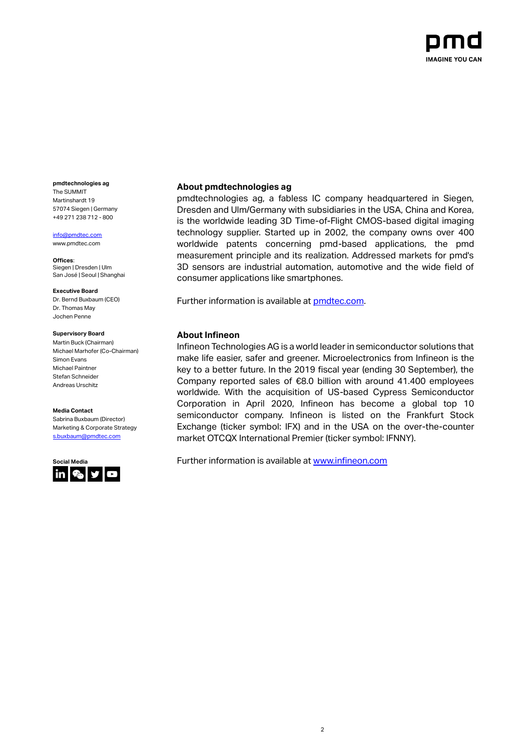**pmdtechnologies ag**
The SUMMIT
Martinshardt 19
57074 Siegen | Germany
+49 271 238 712 - 800

info@pmdtec.com
www.pmdtec.com

**Offices**:
Siegen | Dresden | Ulm
San José | Seoul | Shanghai

**Executive Board**
Dr. Bernd Buxbaum (CEO)
Dr. Thomas May
Jochen Penne

**Supervisory Board**
Martin Buck (Chairman)
Michael Marhofer (Co-Chairman)
Simon Evans
Michael Paintner
Stefan Schneider
Andreas Urschitz

**Media Contact**
Sabrina Buxbaum (Director)
Marketing & Corporate Strategy
s.buxbaum@pmdtec.com

**Social Media**

### About pmdtechnologies ag

pmdtechnologies ag, a fabless IC company headquartered in Siegen, Dresden and Ulm/Germany with subsidiaries in the USA, China and Korea, is the worldwide leading 3D Time-of-Flight CMOS-based digital imaging technology supplier. Started up in 2002, the company owns over 400 worldwide patents concerning pmd-based applications, the pmd measurement principle and its realization. Addressed markets for pmd's 3D sensors are industrial automation, automotive and the wide field of consumer applications like smartphones.

Further information is available at [pmdtec.com](pmdtec.com).

### About Infineon

Infineon Technologies AG is a world leader in semiconductor solutions that make life easier, safer and greener. Microelectronics from Infineon is the key to a better future. In the 2019 fiscal year (ending 30 September), the Company reported sales of €8.0 billion with around 41.400 employees worldwide. With the acquisition of US-based Cypress Semiconductor Corporation in April 2020, Infineon has become a global top 10 semiconductor company. Infineon is listed on the Frankfurt Stock Exchange (ticker symbol: IFX) and in the USA on the over-the-counter market OTCQX International Premier (ticker symbol: IFNNY).

Further information is available at [www.infineon.com](www.infineon.com)